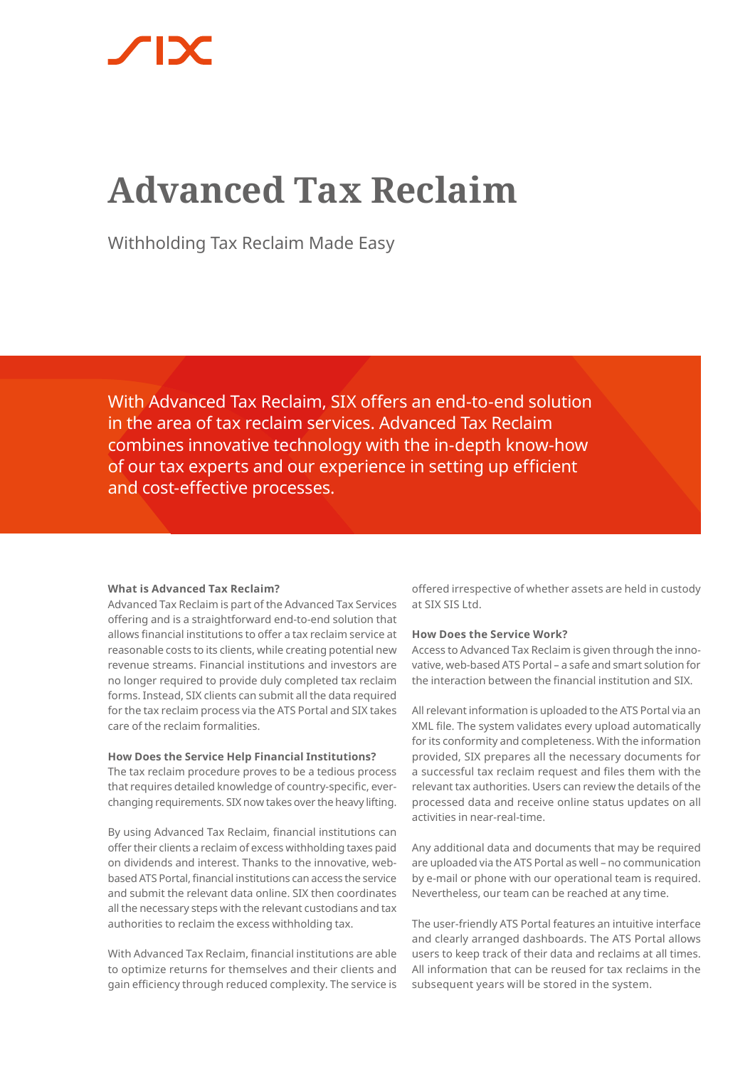# Advanced Tax Reclaim

Withholding Tax Reclaim Made Easy

With Advanced Tax Reclaim, SIX offers an end-to-end solution in the area of tax reclaim services. Advanced Tax Reclaim combines innovative technology with the in-depth know-how of our tax experts and our experience in setting up efficient and cost-effective processes.

**What is Advanced Tax Reclaim?**

Advanced Tax Reclaim is part of the Advanced Tax Services offering and is a straightforward end-to-end solution that allows financial institutions to offer a tax reclaim service at reasonable costs to its clients, while creating potential new revenue streams. Financial institutions and investors are no longer required to provide duly completed tax reclaim forms. Instead, SIX clients can submit all the data required for the tax reclaim process via the ATS Portal and SIX takes care of the reclaim formalities.

**How Does the Service Help Financial Institutions?**

The tax reclaim procedure proves to be a tedious process that requires detailed knowledge of country-specific, ever-changing requirements. SIX now takes over the heavy lifting.

By using Advanced Tax Reclaim, financial institutions can offer their clients a reclaim of excess withholding taxes paid on dividends and interest. Thanks to the innovative, web-based ATS Portal, financial institutions can access the service and submit the relevant data online. SIX then coordinates all the necessary steps with the relevant custodians and tax authorities to reclaim the excess withholding tax.

With Advanced Tax Reclaim, financial institutions are able to optimize returns for themselves and their clients and gain efficiency through reduced complexity. The service is offered irrespective of whether assets are held in custody at SIX SIS Ltd.

**How Does the Service Work?**

Access to Advanced Tax Reclaim is given through the innovative, web-based ATS Portal – a safe and smart solution for the interaction between the financial institution and SIX.

All relevant information is uploaded to the ATS Portal via an XML file. The system validates every upload automatically for its conformity and completeness. With the information provided, SIX prepares all the necessary documents for a successful tax reclaim request and files them with the relevant tax authorities. Users can review the details of the processed data and receive online status updates on all activities in near-real-time.

Any additional data and documents that may be required are uploaded via the ATS Portal as well – no communication by e-mail or phone with our operational team is required. Nevertheless, our team can be reached at any time.

The user-friendly ATS Portal features an intuitive interface and clearly arranged dashboards. The ATS Portal allows users to keep track of their data and reclaims at all times. All information that can be reused for tax reclaims in the subsequent years will be stored in the system.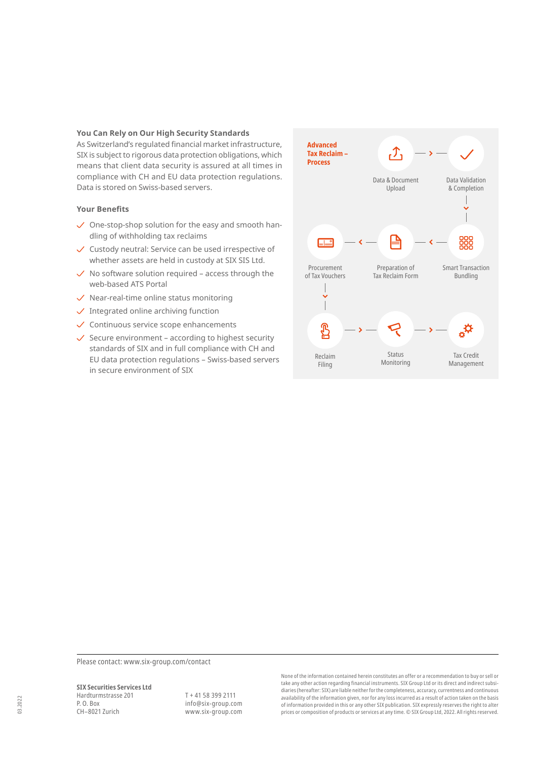### You Can Rely on Our High Security Standards

As Switzerland's regulated financial market infrastructure, SIX is subject to rigorous data protection obligations, which means that client data security is assured at all times in compliance with CH and EU data protection regulations. Data is stored on Swiss-based servers.

### Your Benefits

- One-stop-shop solution for the easy and smooth handling of withholding tax reclaims
- Custody neutral: Service can be used irrespective of whether assets are held in custody at SIX SIS Ltd.
- No software solution required – access through the web-based ATS Portal
- Near-real-time online status monitoring
- Integrated online archiving function
- Continuous service scope enhancements
- Secure environment – according to highest security standards of SIX and in full compliance with CH and EU data protection regulations – Swiss-based servers in secure environment of SIX

**Advanced Tax Reclaim – Process**

Data & Document Upload

Data Validation & Completion

Smart Transaction Bundling

Preparation of Tax Reclaim Form

Procurement of Tax Vouchers

Reclaim Filing

Status Monitoring

Tax Credit Management

Please contact: www.six-group.com/contact

**SIX Securities Services Ltd**
Hardturmstrasse 201
P. O. Box
CH–8021 Zurich

T + 41 58 399 2111
info@six-group.com
www.six-group.com

None of the information contained herein constitutes an offer or a recommendation to buy or sell or take any other action regarding financial instruments. SIX Group Ltd or its direct and indirect subsidiaries (hereafter: SIX) are liable neither for the completeness, accuracy, currentness and continuous availability of the information given, nor for any loss incurred as a result of action taken on the basis of information provided in this or any other SIX publication. SIX expressly reserves the right to alter prices or composition of products or services at any time. © SIX Group Ltd, 2022. All rights reserved.

03.2022